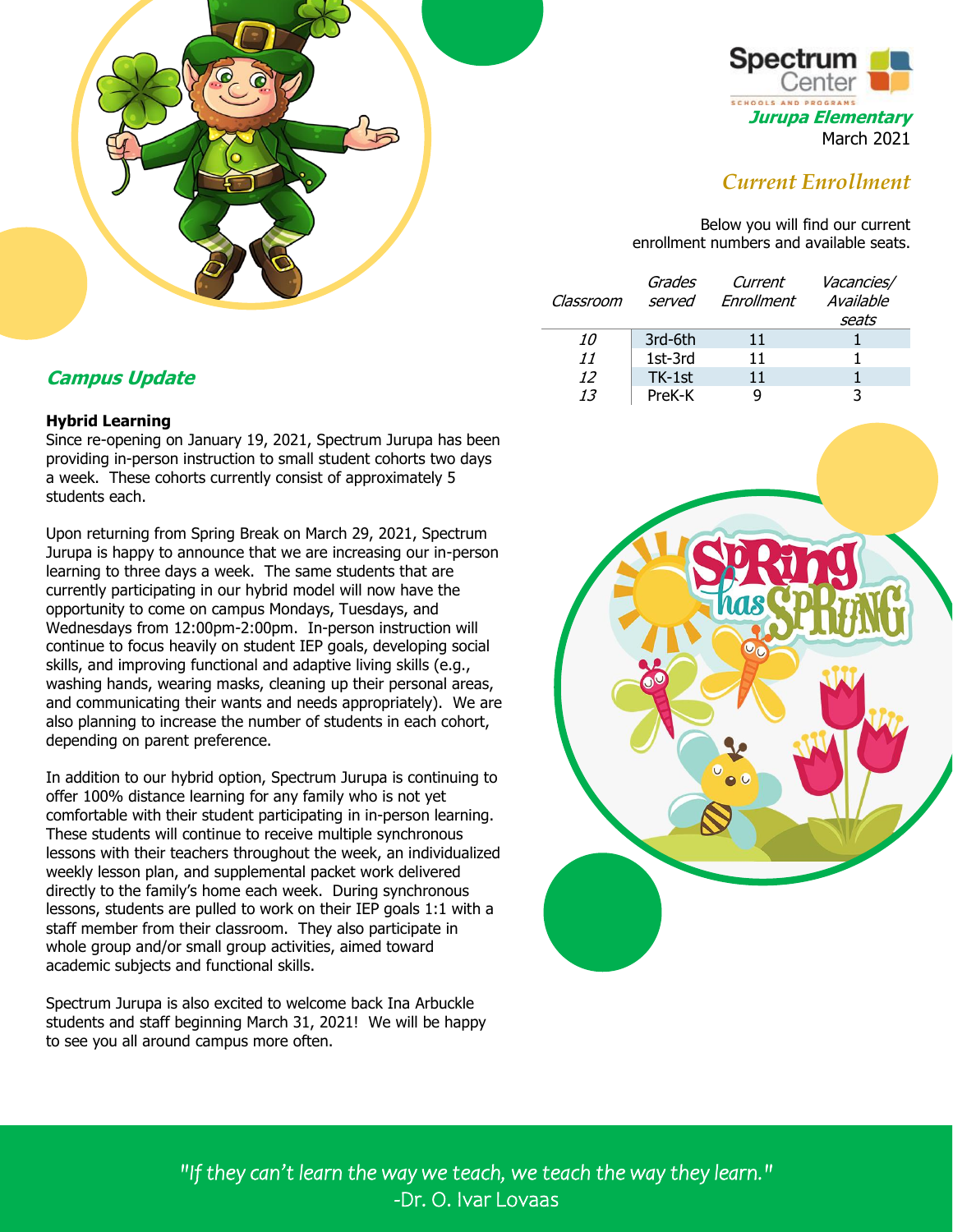Spectrum Center
SCHOOLS AND PROGRAMS

***Jurupa Elementary***

March 2021

## *Current Enrollment*

Below you will find our current enrollment numbers and available seats.

| *Classroom* | *Grades served* | *Current Enrollment* | *Vacancies/ Available seats* |
|---|---|---|---|
| *10* | 3rd-6th | 11 | 1 |
| *11* | 1st-3rd | 11 | 1 |
| *12* | TK-1st | 11 | 1 |
| *13* | PreK-K | 9 | 3 |

## *Campus Update*

**Hybrid Learning**

Since re-opening on January 19, 2021, Spectrum Jurupa has been providing in-person instruction to small student cohorts two days a week. These cohorts currently consist of approximately 5 students each.

Upon returning from Spring Break on March 29, 2021, Spectrum Jurupa is happy to announce that we are increasing our in-person learning to three days a week. The same students that are currently participating in our hybrid model will now have the opportunity to come on campus Mondays, Tuesdays, and Wednesdays from 12:00pm-2:00pm. In-person instruction will continue to focus heavily on student IEP goals, developing social skills, and improving functional and adaptive living skills (e.g., washing hands, wearing masks, cleaning up their personal areas, and communicating their wants and needs appropriately). We are also planning to increase the number of students in each cohort, depending on parent preference.

In addition to our hybrid option, Spectrum Jurupa is continuing to offer 100% distance learning for any family who is not yet comfortable with their student participating in in-person learning. These students will continue to receive multiple synchronous lessons with their teachers throughout the week, an individualized weekly lesson plan, and supplemental packet work delivered directly to the family's home each week. During synchronous lessons, students are pulled to work on their IEP goals 1:1 with a staff member from their classroom. They also participate in whole group and/or small group activities, aimed toward academic subjects and functional skills.

Spectrum Jurupa is also excited to welcome back Ina Arbuckle students and staff beginning March 31, 2021! We will be happy to see you all around campus more often.

*"If they can't learn the way we teach, we teach the way they learn."*
-Dr. O. Ivar Lovaas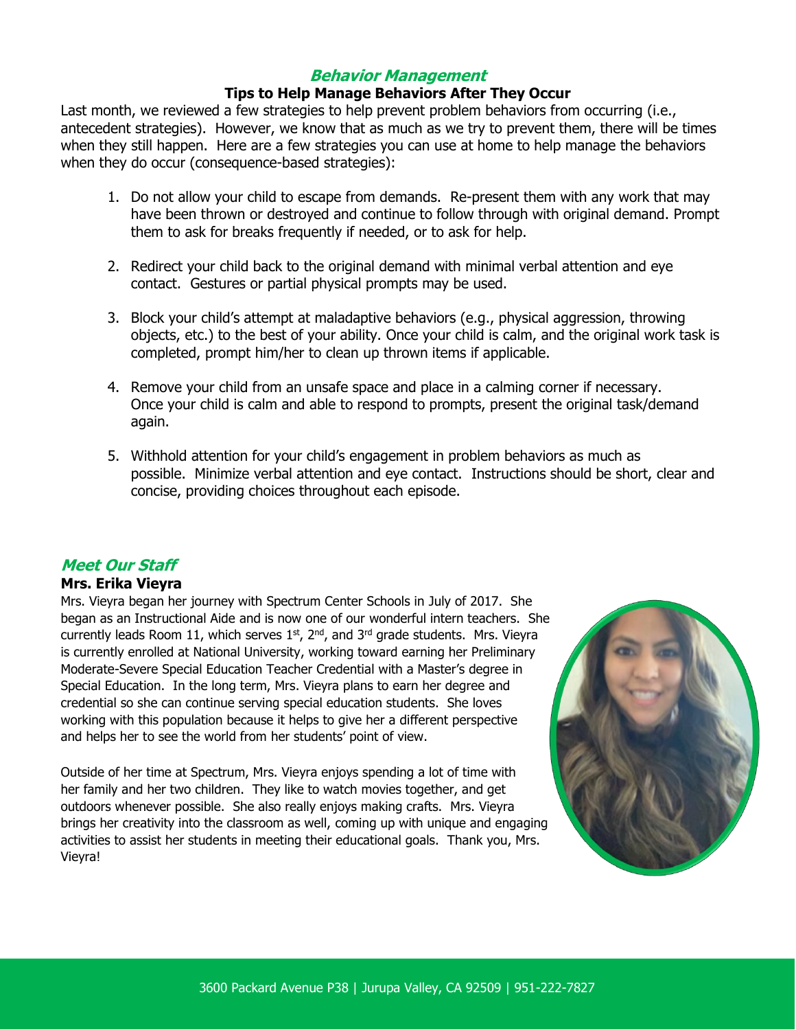## *Behavior Management*

### Tips to Help Manage Behaviors After They Occur

Last month, we reviewed a few strategies to help prevent problem behaviors from occurring (i.e., antecedent strategies). However, we know that as much as we try to prevent them, there will be times when they still happen. Here are a few strategies you can use at home to help manage the behaviors when they do occur (consequence-based strategies):

1. Do not allow your child to escape from demands. Re-present them with any work that may have been thrown or destroyed and continue to follow through with original demand. Prompt them to ask for breaks frequently if needed, or to ask for help.

2. Redirect your child back to the original demand with minimal verbal attention and eye contact. Gestures or partial physical prompts may be used.

3. Block your child's attempt at maladaptive behaviors (e.g., physical aggression, throwing objects, etc.) to the best of your ability. Once your child is calm, and the original work task is completed, prompt him/her to clean up thrown items if applicable.

4. Remove your child from an unsafe space and place in a calming corner if necessary. Once your child is calm and able to respond to prompts, present the original task/demand again.

5. Withhold attention for your child's engagement in problem behaviors as much as possible. Minimize verbal attention and eye contact. Instructions should be short, clear and concise, providing choices throughout each episode.

## *Meet Our Staff*

**Mrs. Erika Vieyra**

Mrs. Vieyra began her journey with Spectrum Center Schools in July of 2017. She began as an Instructional Aide and is now one of our wonderful intern teachers. She currently leads Room 11, which serves 1st, 2nd, and 3rd grade students. Mrs. Vieyra is currently enrolled at National University, working toward earning her Preliminary Moderate-Severe Special Education Teacher Credential with a Master's degree in Special Education. In the long term, Mrs. Vieyra plans to earn her degree and credential so she can continue serving special education students. She loves working with this population because it helps to give her a different perspective and helps her to see the world from her students' point of view.

Outside of her time at Spectrum, Mrs. Vieyra enjoys spending a lot of time with her family and her two children. They like to watch movies together, and get outdoors whenever possible. She also really enjoys making crafts. Mrs. Vieyra brings her creativity into the classroom as well, coming up with unique and engaging activities to assist her students in meeting their educational goals. Thank you, Mrs. Vieyra!